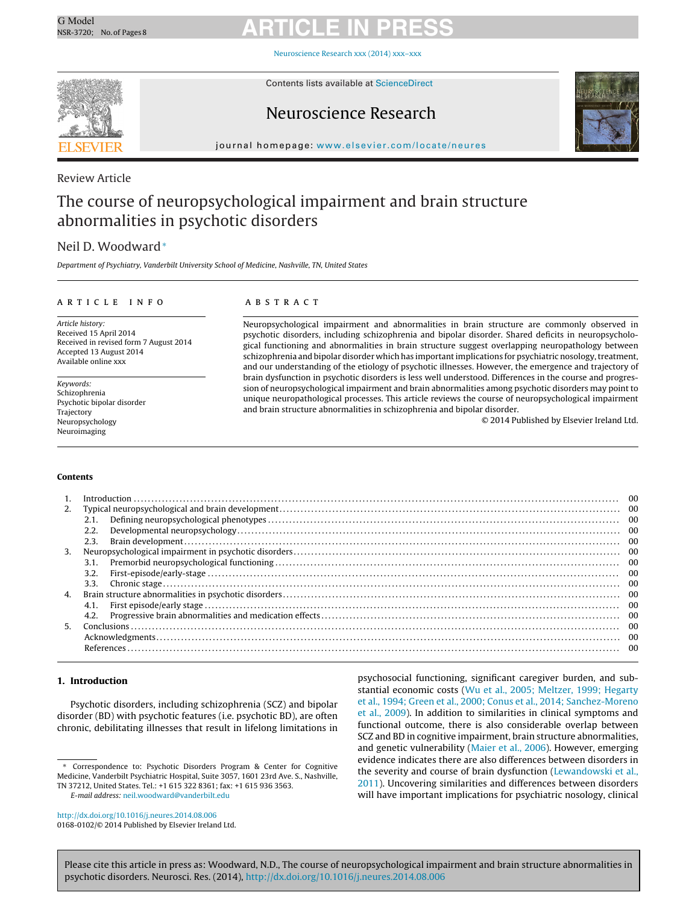Review Article

# The course of neuropsychological impairment and brain structure abnormalities in psychotic disorders

Neil D. Woodward*

*Department of Psychiatry, Vanderbilt University School of Medicine, Nashville, TN, United States*

**ARTICLE INFO**

*Article history:*
Received 15 April 2014
Received in revised form 7 August 2014
Accepted 13 August 2014
Available online xxx

*Keywords:*
Schizophrenia
Psychotic bipolar disorder
Trajectory
Neuropsychology
Neuroimaging

**ABSTRACT**

Neuropsychological impairment and abnormalities in brain structure are commonly observed in psychotic disorders, including schizophrenia and bipolar disorder. Shared deficits in neuropsychological functioning and abnormalities in brain structure suggest overlapping neuropathology between schizophrenia and bipolar disorder which has important implications for psychiatric nosology, treatment, and our understanding of the etiology of psychotic illnesses. However, the emergence and trajectory of brain dysfunction in psychotic disorders is less well understood. Differences in the course and progression of neuropsychological impairment and brain abnormalities among psychotic disorders may point to unique neuropathological processes. This article reviews the course of neuropsychological impairment and brain structure abnormalities in schizophrenia and bipolar disorder.

© 2014 Published by Elsevier Ireland Ltd.

**Contents**

1. Introduction ........ 00
2. Typical neuropsychological and brain development ........ 00
   - 2.1. Defining neuropsychological phenotypes ........ 00
   - 2.2. Developmental neuropsychology ........ 00
   - 2.3. Brain development ........ 00
3. Neuropsychological impairment in psychotic disorders ........ 00
   - 3.1. Premorbid neuropsychological functioning ........ 00
   - 3.2. First-episode/early-stage ........ 00
   - 3.3. Chronic stage ........ 00
4. Brain structure abnormalities in psychotic disorders ........ 00
   - 4.1. First episode/early stage ........ 00
   - 4.2. Progressive brain abnormalities and medication effects ........ 00
5. Conclusions ........ 00

Acknowledgments ........ 00
References ........ 00

## 1. Introduction

Psychotic disorders, including schizophrenia (SCZ) and bipolar disorder (BD) with psychotic features (i.e. psychotic BD), are often chronic, debilitating illnesses that result in lifelong limitations in psychosocial functioning, significant caregiver burden, and substantial economic costs (Wu et al., 2005; Meltzer, 1999; Hegarty et al., 1994; Green et al., 2000; Conus et al., 2014; Sanchez-Moreno et al., 2009). In addition to similarities in clinical symptoms and functional outcome, there is also considerable overlap between SCZ and BD in cognitive impairment, brain structure abnormalities, and genetic vulnerability (Maier et al., 2006). However, emerging evidence indicates there are also differences between disorders in the severity and course of brain dysfunction (Lewandowski et al., 2011). Uncovering similarities and differences between disorders will have important implications for psychiatric nosology, clinical

\* Correspondence to: Psychotic Disorders Program & Center for Cognitive Medicine, Vanderbilt Psychiatric Hospital, Suite 3057, 1601 23rd Ave. S., Nashville, TN 37212, United States. Tel.: +1 615 322 8361; fax: +1 615 936 3563.
*E-mail address:* neil.woodward@vanderbilt.edu

http://dx.doi.org/10.1016/j.neures.2014.08.006
0168-0102/© 2014 Published by Elsevier Ireland Ltd.

Please cite this article in press as: Woodward, N.D., The course of neuropsychological impairment and brain structure abnormalities in psychotic disorders. Neurosci. Res. (2014), http://dx.doi.org/10.1016/j.neures.2014.08.006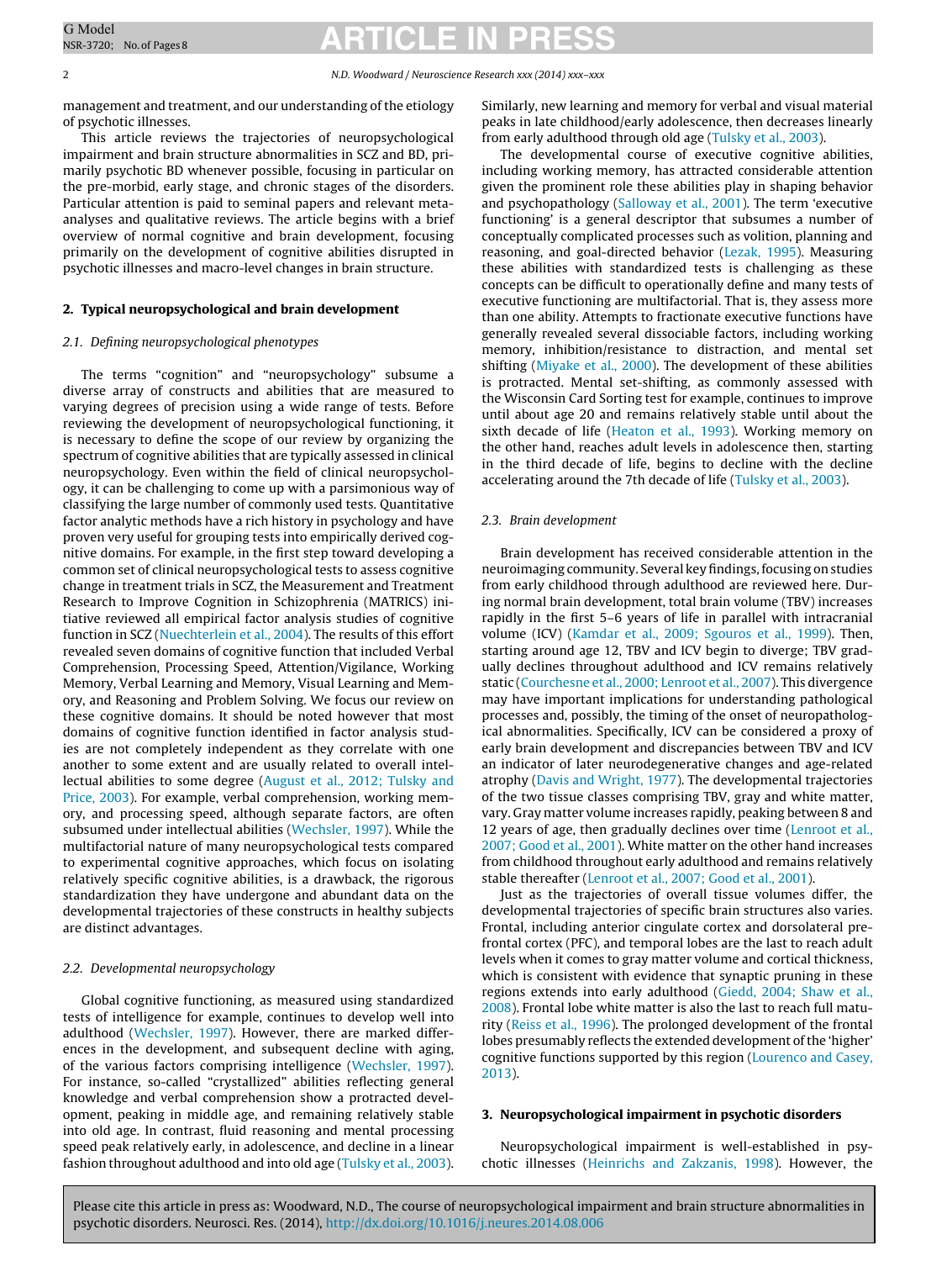management and treatment, and our understanding of the etiology of psychotic illnesses.

This article reviews the trajectories of neuropsychological impairment and brain structure abnormalities in SCZ and BD, primarily psychotic BD whenever possible, focusing in particular on the pre-morbid, early stage, and chronic stages of the disorders. Particular attention is paid to seminal papers and relevant meta-analyses and qualitative reviews. The article begins with a brief overview of normal cognitive and brain development, focusing primarily on the development of cognitive abilities disrupted in psychotic illnesses and macro-level changes in brain structure.

## 2. Typical neuropsychological and brain development

### 2.1. Defining neuropsychological phenotypes

The terms "cognition" and "neuropsychology" subsume a diverse array of constructs and abilities that are measured to varying degrees of precision using a wide range of tests. Before reviewing the development of neuropsychological functioning, it is necessary to define the scope of our review by organizing the spectrum of cognitive abilities that are typically assessed in clinical neuropsychology. Even within the field of clinical neuropsychology, it can be challenging to come up with a parsimonious way of classifying the large number of commonly used tests. Quantitative factor analytic methods have a rich history in psychology and have proven very useful for grouping tests into empirically derived cognitive domains. For example, in the first step toward developing a common set of clinical neuropsychological tests to assess cognitive change in treatment trials in SCZ, the Measurement and Treatment Research to Improve Cognition in Schizophrenia (MATRICS) initiative reviewed all empirical factor analysis studies of cognitive function in SCZ (Nuechterlein et al., 2004). The results of this effort revealed seven domains of cognitive function that included Verbal Comprehension, Processing Speed, Attention/Vigilance, Working Memory, Verbal Learning and Memory, Visual Learning and Memory, and Reasoning and Problem Solving. We focus our review on these cognitive domains. It should be noted however that most domains of cognitive function identified in factor analysis studies are not completely independent as they correlate with one another to some extent and are usually related to overall intellectual abilities to some degree (August et al., 2012; Tulsky and Price, 2003). For example, verbal comprehension, working memory, and processing speed, although separate factors, are often subsumed under intellectual abilities (Wechsler, 1997). While the multifactorial nature of many neuropsychological tests compared to experimental cognitive approaches, which focus on isolating relatively specific cognitive abilities, is a drawback, the rigorous standardization they have undergone and abundant data on the developmental trajectories of these constructs in healthy subjects are distinct advantages.

### 2.2. Developmental neuropsychology

Global cognitive functioning, as measured using standardized tests of intelligence for example, continues to develop well into adulthood (Wechsler, 1997). However, there are marked differences in the development, and subsequent decline with aging, of the various factors comprising intelligence (Wechsler, 1997). For instance, so-called "crystallized" abilities reflecting general knowledge and verbal comprehension show a protracted development, peaking in middle age, and remaining relatively stable into old age. In contrast, fluid reasoning and mental processing speed peak relatively early, in adolescence, and decline in a linear fashion throughout adulthood and into old age (Tulsky et al., 2003). Similarly, new learning and memory for verbal and visual material peaks in late childhood/early adolescence, then decreases linearly from early adulthood through old age (Tulsky et al., 2003).

The developmental course of executive cognitive abilities, including working memory, has attracted considerable attention given the prominent role these abilities play in shaping behavior and psychopathology (Salloway et al., 2001). The term 'executive functioning' is a general descriptor that subsumes a number of conceptually complicated processes such as volition, planning and reasoning, and goal-directed behavior (Lezak, 1995). Measuring these abilities with standardized tests is challenging as these concepts can be difficult to operationally define and many tests of executive functioning are multifactorial. That is, they assess more than one ability. Attempts to fractionate executive functions have generally revealed several dissociable factors, including working memory, inhibition/resistance to distraction, and mental set shifting (Miyake et al., 2000). The development of these abilities is protracted. Mental set-shifting, as commonly assessed with the Wisconsin Card Sorting test for example, continues to improve until about age 20 and remains relatively stable until about the sixth decade of life (Heaton et al., 1993). Working memory on the other hand, reaches adult levels in adolescence then, starting in the third decade of life, begins to decline with the decline accelerating around the 7th decade of life (Tulsky et al., 2003).

### 2.3. Brain development

Brain development has received considerable attention in the neuroimaging community. Several key findings, focusing on studies from early childhood through adulthood are reviewed here. During normal brain development, total brain volume (TBV) increases rapidly in the first 5–6 years of life in parallel with intracranial volume (ICV) (Kamdar et al., 2009; Sgouros et al., 1999). Then, starting around age 12, TBV and ICV begin to diverge; TBV gradually declines throughout adulthood and ICV remains relatively static (Courchesne et al., 2000; Lenroot et al., 2007). This divergence may have important implications for understanding pathological processes and, possibly, the timing of the onset of neuropathological abnormalities. Specifically, ICV can be considered a proxy of early brain development and discrepancies between TBV and ICV an indicator of later neurodegenerative changes and age-related atrophy (Davis and Wright, 1977). The developmental trajectories of the two tissue classes comprising TBV, gray and white matter, vary. Gray matter volume increases rapidly, peaking between 8 and 12 years of age, then gradually declines over time (Lenroot et al., 2007; Good et al., 2001). White matter on the other hand increases from childhood throughout early adulthood and remains relatively stable thereafter (Lenroot et al., 2007; Good et al., 2001).

Just as the trajectories of overall tissue volumes differ, the developmental trajectories of specific brain structures also varies. Frontal, including anterior cingulate cortex and dorsolateral prefrontal cortex (PFC), and temporal lobes are the last to reach adult levels when it comes to gray matter volume and cortical thickness, which is consistent with evidence that synaptic pruning in these regions extends into early adulthood (Giedd, 2004; Shaw et al., 2008). Frontal lobe white matter is also the last to reach full maturity (Reiss et al., 1996). The prolonged development of the frontal lobes presumably reflects the extended development of the 'higher' cognitive functions supported by this region (Lourenco and Casey, 2013).

## 3. Neuropsychological impairment in psychotic disorders

Neuropsychological impairment is well-established in psychotic illnesses (Heinrichs and Zakzanis, 1998). However, the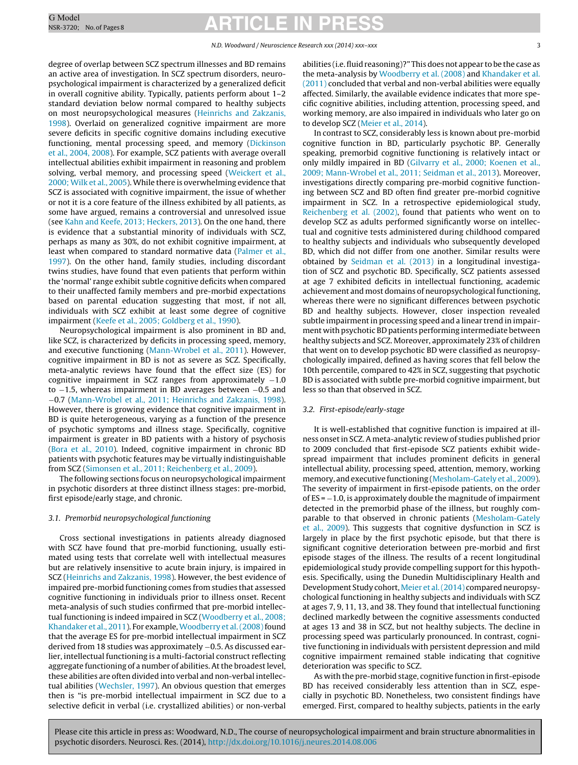degree of overlap between SCZ spectrum illnesses and BD remains an active area of investigation. In SCZ spectrum disorders, neuropsychological impairment is characterized by a generalized deficit in overall cognitive ability. Typically, patients perform about 1–2 standard deviation below normal compared to healthy subjects on most neuropsychological measures (Heinrichs and Zakzanis, 1998). Overlaid on generalized cognitive impairment are more severe deficits in specific cognitive domains including executive functioning, mental processing speed, and memory (Dickinson et al., 2004, 2008). For example, SCZ patients with average overall intellectual abilities exhibit impairment in reasoning and problem solving, verbal memory, and processing speed (Weickert et al., 2000; Wilk et al., 2005). While there is overwhelming evidence that SCZ is associated with cognitive impairment, the issue of whether or not it is a core feature of the illness exhibited by all patients, as some have argued, remains a controversial and unresolved issue (see Kahn and Keefe, 2013; Heckers, 2013). On the one hand, there is evidence that a substantial minority of individuals with SCZ, perhaps as many as 30%, do not exhibit cognitive impairment, at least when compared to standard normative data (Palmer et al., 1997). On the other hand, family studies, including discordant twins studies, have found that even patients that perform within the 'normal' range exhibit subtle cognitive deficits when compared to their unaffected family members and pre-morbid expectations based on parental education suggesting that most, if not all, individuals with SCZ exhibit at least some degree of cognitive impairment (Keefe et al., 2005; Goldberg et al., 1990).

Neuropsychological impairment is also prominent in BD and, like SCZ, is characterized by deficits in processing speed, memory, and executive functioning (Mann-Wrobel et al., 2011). However, cognitive impairment in BD is not as severe as SCZ. Specifically, meta-analytic reviews have found that the effect size (ES) for cognitive impairment in SCZ ranges from approximately −1.0 to −1.5, whereas impairment in BD averages between −0.5 and −0.7 (Mann-Wrobel et al., 2011; Heinrichs and Zakzanis, 1998). However, there is growing evidence that cognitive impairment in BD is quite heterogeneous, varying as a function of the presence of psychotic symptoms and illness stage. Specifically, cognitive impairment is greater in BD patients with a history of psychosis (Bora et al., 2010). Indeed, cognitive impairment in chronic BD patients with psychotic features may be virtually indistinguishable from SCZ (Simonsen et al., 2011; Reichenberg et al., 2009).

The following sections focus on neuropsychological impairment in psychotic disorders at three distinct illness stages: pre-morbid, first episode/early stage, and chronic.

### 3.1. Premorbid neuropsychological functioning

Cross sectional investigations in patients already diagnosed with SCZ have found that pre-morbid functioning, usually estimated using tests that correlate well with intellectual measures but are relatively insensitive to acute brain injury, is impaired in SCZ (Heinrichs and Zakzanis, 1998). However, the best evidence of impaired pre-morbid functioning comes from studies that assessed cognitive functioning in individuals prior to illness onset. Recent meta-analysis of such studies confirmed that pre-morbid intellectual functioning is indeed impaired in SCZ (Woodberry et al., 2008; Khandaker et al., 2011). For example, Woodberry et al. (2008) found that the average ES for pre-morbid intellectual impairment in SCZ derived from 18 studies was approximately −0.5. As discussed earlier, intellectual functioning is a multi-factorial construct reflecting aggregate functioning of a number of abilities. At the broadest level, these abilities are often divided into verbal and non-verbal intellectual abilities (Wechsler, 1997). An obvious question that emerges then is "is pre-morbid intellectual impairment in SCZ due to a selective deficit in verbal (i.e. crystallized abilities) or non-verbal abilities (i.e. fluid reasoning)?" This does not appear to be the case as the meta-analysis by Woodberry et al. (2008) and Khandaker et al. (2011) concluded that verbal and non-verbal abilities were equally affected. Similarly, the available evidence indicates that more specific cognitive abilities, including attention, processing speed, and working memory, are also impaired in individuals who later go on to develop SCZ (Meier et al., 2014).

In contrast to SCZ, considerably less is known about pre-morbid cognitive function in BD, particularly psychotic BP. Generally speaking, premorbid cognitive functioning is relatively intact or only mildly impaired in BD (Gilvarry et al., 2000; Koenen et al., 2009; Mann-Wrobel et al., 2011; Seidman et al., 2013). Moreover, investigations directly comparing pre-morbid cognitive functioning between SCZ and BD often find greater pre-morbid cognitive impairment in SCZ. In a retrospective epidemiological study, Reichenberg et al. (2002), found that patients who went on to develop SCZ as adults performed significantly worse on intellectual and cognitive tests administered during childhood compared to healthy subjects and individuals who subsequently developed BD, which did not differ from one another. Similar results were obtained by Seidman et al. (2013) in a longitudinal investigation of SCZ and psychotic BD. Specifically, SCZ patients assessed at age 7 exhibited deficits in intellectual functioning, academic achievement and most domains of neuropsychological functioning, whereas there were no significant differences between psychotic BD and healthy subjects. However, closer inspection revealed subtle impairment in processing speed and a linear trend in impairment with psychotic BD patients performing intermediate between healthy subjects and SCZ. Moreover, approximately 23% of children that went on to develop psychotic BD were classified as neuropsychologically impaired, defined as having scores that fell below the 10th percentile, compared to 42% in SCZ, suggesting that psychotic BD is associated with subtle pre-morbid cognitive impairment, but less so than that observed in SCZ.

### 3.2. First-episode/early-stage

It is well-established that cognitive function is impaired at illness onset in SCZ. A meta-analytic review of studies published prior to 2009 concluded that first-episode SCZ patients exhibit widespread impairment that includes prominent deficits in general intellectual ability, processing speed, attention, memory, working memory, and executive functioning (Mesholam-Gately et al., 2009). The severity of impairment in first-episode patients, on the order of ES = −1.0, is approximately double the magnitude of impairment detected in the premorbid phase of the illness, but roughly comparable to that observed in chronic patients (Mesholam-Gately et al., 2009). This suggests that cognitive dysfunction in SCZ is largely in place by the first psychotic episode, but that there is significant cognitive deterioration between pre-morbid and first episode stages of the illness. The results of a recent longitudinal epidemiological study provide compelling support for this hypothesis. Specifically, using the Dunedin Multidisciplinary Health and Development Study cohort, Meier et al. (2014) compared neuropsychological functioning in healthy subjects and individuals with SCZ at ages 7, 9, 11, 13, and 38. They found that intellectual functioning declined markedly between the cognitive assessments conducted at ages 13 and 38 in SCZ, but not healthy subjects. The decline in processing speed was particularly pronounced. In contrast, cognitive functioning in individuals with persistent depression and mild cognitive impairment remained stable indicating that cognitive deterioration was specific to SCZ.

As with the pre-morbid stage, cognitive function in first-episode BD has received considerably less attention than in SCZ, especially in psychotic BD. Nonetheless, two consistent findings have emerged. First, compared to healthy subjects, patients in the early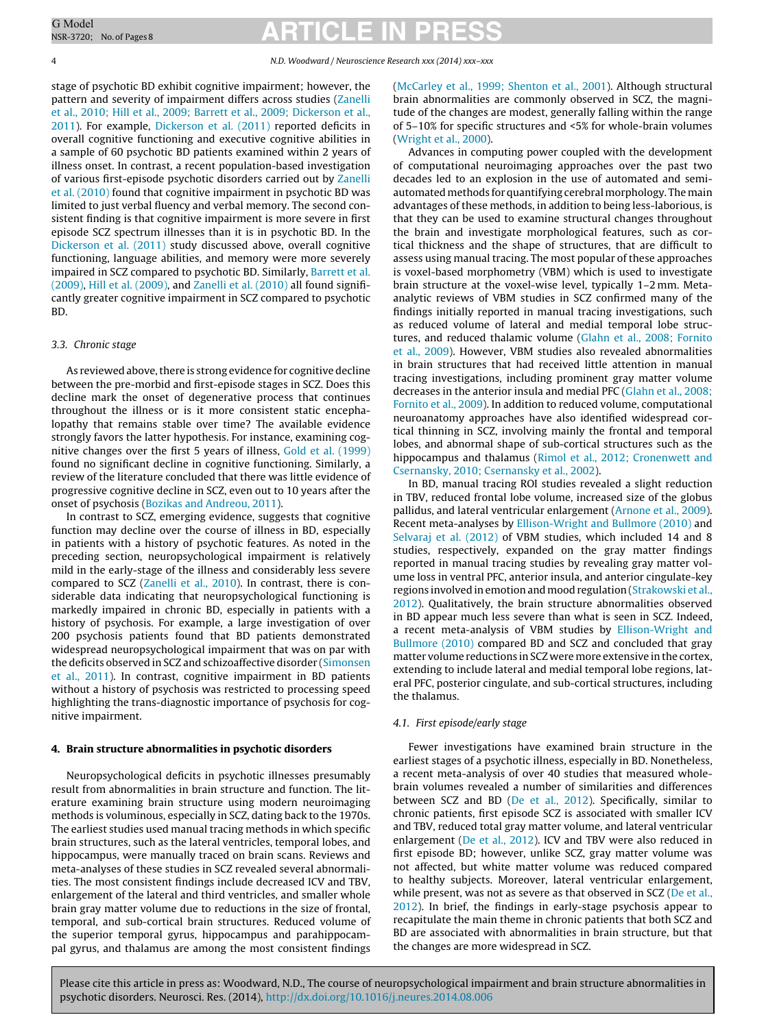stage of psychotic BD exhibit cognitive impairment; however, the pattern and severity of impairment differs across studies (Zanelli et al., 2010; Hill et al., 2009; Barrett et al., 2009; Dickerson et al., 2011). For example, Dickerson et al. (2011) reported deficits in overall cognitive functioning and executive cognitive abilities in a sample of 60 psychotic BD patients examined within 2 years of illness onset. In contrast, a recent population-based investigation of various first-episode psychotic disorders carried out by Zanelli et al. (2010) found that cognitive impairment in psychotic BD was limited to just verbal fluency and verbal memory. The second consistent finding is that cognitive impairment is more severe in first episode SCZ spectrum illnesses than it is in psychotic BD. In the Dickerson et al. (2011) study discussed above, overall cognitive functioning, language abilities, and memory were more severely impaired in SCZ compared to psychotic BD. Similarly, Barrett et al. (2009), Hill et al. (2009), and Zanelli et al. (2010) all found significantly greater cognitive impairment in SCZ compared to psychotic BD.

### 3.3. Chronic stage

As reviewed above, there is strong evidence for cognitive decline between the pre-morbid and first-episode stages in SCZ. Does this decline mark the onset of degenerative process that continues throughout the illness or is it more consistent static encephalopathy that remains stable over time? The available evidence strongly favors the latter hypothesis. For instance, examining cognitive changes over the first 5 years of illness, Gold et al. (1999) found no significant decline in cognitive functioning. Similarly, a review of the literature concluded that there was little evidence of progressive cognitive decline in SCZ, even out to 10 years after the onset of psychosis (Bozikas and Andreou, 2011).

In contrast to SCZ, emerging evidence, suggests that cognitive function may decline over the course of illness in BD, especially in patients with a history of psychotic features. As noted in the preceding section, neuropsychological impairment is relatively mild in the early-stage of the illness and considerably less severe compared to SCZ (Zanelli et al., 2010). In contrast, there is considerable data indicating that neuropsychological functioning is markedly impaired in chronic BD, especially in patients with a history of psychosis. For example, a large investigation of over 200 psychosis patients found that BD patients demonstrated widespread neuropsychological impairment that was on par with the deficits observed in SCZ and schizoaffective disorder (Simonsen et al., 2011). In contrast, cognitive impairment in BD patients without a history of psychosis was restricted to processing speed highlighting the trans-diagnostic importance of psychosis for cognitive impairment.

## 4. Brain structure abnormalities in psychotic disorders

Neuropsychological deficits in psychotic illnesses presumably result from abnormalities in brain structure and function. The literature examining brain structure using modern neuroimaging methods is voluminous, especially in SCZ, dating back to the 1970s. The earliest studies used manual tracing methods in which specific brain structures, such as the lateral ventricles, temporal lobes, and hippocampus, were manually traced on brain scans. Reviews and meta-analyses of these studies in SCZ revealed several abnormalities. The most consistent findings include decreased ICV and TBV, enlargement of the lateral and third ventricles, and smaller whole brain gray matter volume due to reductions in the size of frontal, temporal, and sub-cortical brain structures. Reduced volume of the superior temporal gyrus, hippocampus and parahippocampal gyrus, and thalamus are among the most consistent findings (McCarley et al., 1999; Shenton et al., 2001). Although structural brain abnormalities are commonly observed in SCZ, the magnitude of the changes are modest, generally falling within the range of 5–10% for specific structures and <5% for whole-brain volumes (Wright et al., 2000).

Advances in computing power coupled with the development of computational neuroimaging approaches over the past two decades led to an explosion in the use of automated and semi-automated methods for quantifying cerebral morphology. The main advantages of these methods, in addition to being less-laborious, is that they can be used to examine structural changes throughout the brain and investigate morphological features, such as cortical thickness and the shape of structures, that are difficult to assess using manual tracing. The most popular of these approaches is voxel-based morphometry (VBM) which is used to investigate brain structure at the voxel-wise level, typically 1–2 mm. Meta-analytic reviews of VBM studies in SCZ confirmed many of the findings initially reported in manual tracing investigations, such as reduced volume of lateral and medial temporal lobe structures, and reduced thalamic volume (Glahn et al., 2008; Fornito et al., 2009). However, VBM studies also revealed abnormalities in brain structures that had received little attention in manual tracing investigations, including prominent gray matter volume decreases in the anterior insula and medial PFC (Glahn et al., 2008; Fornito et al., 2009). In addition to reduced volume, computational neuroanatomy approaches have also identified widespread cortical thinning in SCZ, involving mainly the frontal and temporal lobes, and abnormal shape of sub-cortical structures such as the hippocampus and thalamus (Rimol et al., 2012; Cronenwett and Csernansky, 2010; Csernansky et al., 2002).

In BD, manual tracing ROI studies revealed a slight reduction in TBV, reduced frontal lobe volume, increased size of the globus pallidus, and lateral ventricular enlargement (Arnone et al., 2009). Recent meta-analyses by Ellison-Wright and Bullmore (2010) and Selvaraj et al. (2012) of VBM studies, which included 14 and 8 studies, respectively, expanded on the gray matter findings reported in manual tracing studies by revealing gray matter volume loss in ventral PFC, anterior insula, and anterior cingulate-key regions involved in emotion and mood regulation (Strakowski et al., 2012). Qualitatively, the brain structure abnormalities observed in BD appear much less severe than what is seen in SCZ. Indeed, a recent meta-analysis of VBM studies by Ellison-Wright and Bullmore (2010) compared BD and SCZ and concluded that gray matter volume reductions in SCZ were more extensive in the cortex, extending to include lateral and medial temporal lobe regions, lateral PFC, posterior cingulate, and sub-cortical structures, including the thalamus.

### 4.1. First episode/early stage

Fewer investigations have examined brain structure in the earliest stages of a psychotic illness, especially in BD. Nonetheless, a recent meta-analysis of over 40 studies that measured whole-brain volumes revealed a number of similarities and differences between SCZ and BD (De et al., 2012). Specifically, similar to chronic patients, first episode SCZ is associated with smaller ICV and TBV, reduced total gray matter volume, and lateral ventricular enlargement (De et al., 2012). ICV and TBV were also reduced in first episode BD; however, unlike SCZ, gray matter volume was not affected, but white matter volume was reduced compared to healthy subjects. Moreover, lateral ventricular enlargement, while present, was not as severe as that observed in SCZ (De et al., 2012). In brief, the findings in early-stage psychosis appear to recapitulate the main theme in chronic patients that both SCZ and BD are associated with abnormalities in brain structure, but that the changes are more widespread in SCZ.

Please cite this article in press as: Woodward, N.D., The course of neuropsychological impairment and brain structure abnormalities in psychotic disorders. Neurosci. Res. (2014), http://dx.doi.org/10.1016/j.neures.2014.08.006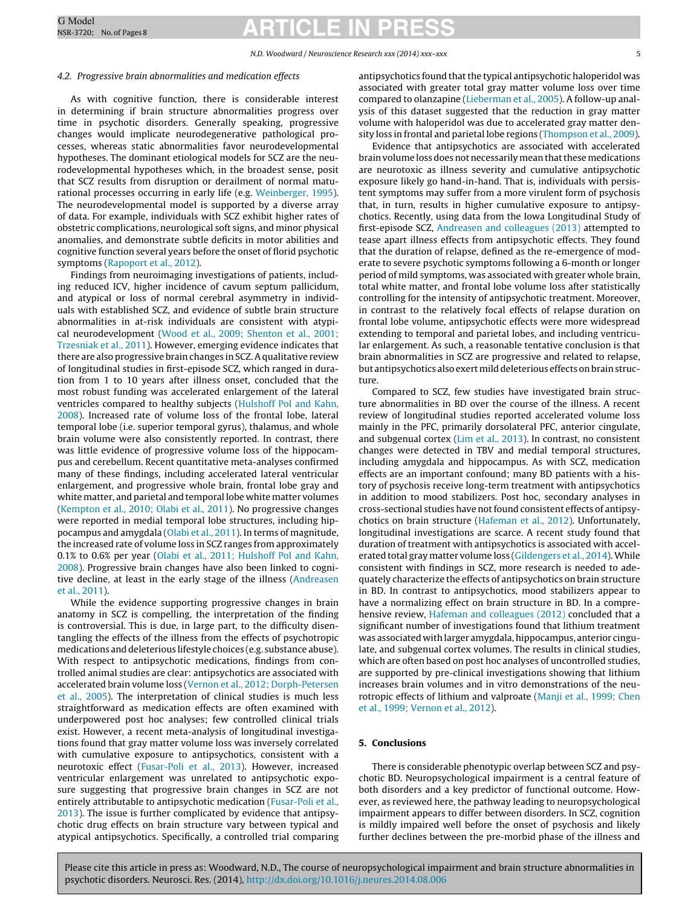### 4.2. Progressive brain abnormalities and medication effects

As with cognitive function, there is considerable interest in determining if brain structure abnormalities progress over time in psychotic disorders. Generally speaking, progressive changes would implicate neurodegenerative pathological processes, whereas static abnormalities favor neurodevelopmental hypotheses. The dominant etiological models for SCZ are the neurodevelopmental hypotheses which, in the broadest sense, posit that SCZ results from disruption or derailment of normal maturational processes occurring in early life (e.g. Weinberger, 1995). The neurodevelopmental model is supported by a diverse array of data. For example, individuals with SCZ exhibit higher rates of obstetric complications, neurological soft signs, and minor physical anomalies, and demonstrate subtle deficits in motor abilities and cognitive function several years before the onset of florid psychotic symptoms (Rapoport et al., 2012).

Findings from neuroimaging investigations of patients, including reduced ICV, higher incidence of cavum septum pallicidum, and atypical or loss of normal cerebral asymmetry in individuals with established SCZ, and evidence of subtle brain structure abnormalities in at-risk individuals are consistent with atypical neurodevelopment (Wood et al., 2009; Shenton et al., 2001; Trzesniak et al., 2011). However, emerging evidence indicates that there are also progressive brain changes in SCZ. A qualitative review of longitudinal studies in first-episode SCZ, which ranged in duration from 1 to 10 years after illness onset, concluded that the most robust funding was accelerated enlargement of the lateral ventricles compared to healthy subjects (Hulshoff Pol and Kahn, 2008). Increased rate of volume loss of the frontal lobe, lateral temporal lobe (i.e. superior temporal gyrus), thalamus, and whole brain volume were also consistently reported. In contrast, there was little evidence of progressive volume loss of the hippocampus and cerebellum. Recent quantitative meta-analyses confirmed many of these findings, including accelerated lateral ventricular enlargement, and progressive whole brain, frontal lobe gray and white matter, and parietal and temporal lobe white matter volumes (Kempton et al., 2010; Olabi et al., 2011). No progressive changes were reported in medial temporal lobe structures, including hippocampus and amygdala (Olabi et al., 2011). In terms of magnitude, the increased rate of volume loss in SCZ ranges from approximately 0.1% to 0.6% per year (Olabi et al., 2011; Hulshoff Pol and Kahn, 2008). Progressive brain changes have also been linked to cognitive decline, at least in the early stage of the illness (Andreasen et al., 2011).

While the evidence supporting progressive changes in brain anatomy in SCZ is compelling, the interpretation of the finding is controversial. This is due, in large part, to the difficulty disentangling the effects of the illness from the effects of psychotropic medications and deleterious lifestyle choices (e.g. substance abuse). With respect to antipsychotic medications, findings from controlled animal studies are clear: antipsychotics are associated with accelerated brain volume loss (Vernon et al., 2012; Dorph-Petersen et al., 2005). The interpretation of clinical studies is much less straightforward as medication effects are often examined with underpowered post hoc analyses; few controlled clinical trials exist. However, a recent meta-analysis of longitudinal investigations found that gray matter volume loss was inversely correlated with cumulative exposure to antipsychotics, consistent with a neurotoxic effect (Fusar-Poli et al., 2013). However, increased ventricular enlargement was unrelated to antipsychotic exposure suggesting that progressive brain changes in SCZ are not entirely attributable to antipsychotic medication (Fusar-Poli et al., 2013). The issue is further complicated by evidence that antipsychotic drug effects on brain structure vary between typical and atypical antipsychotics. Specifically, a controlled trial comparing antipsychotics found that the typical antipsychotic haloperidol was associated with greater total gray matter volume loss over time compared to olanzapine (Lieberman et al., 2005). A follow-up analysis of this dataset suggested that the reduction in gray matter volume with haloperidol was due to accelerated gray matter density loss in frontal and parietal lobe regions (Thompson et al., 2009).

Evidence that antipsychotics are associated with accelerated brain volume loss does not necessarily mean that these medications are neurotoxic as illness severity and cumulative antipsychotic exposure likely go hand-in-hand. That is, individuals with persistent symptoms may suffer from a more virulent form of psychosis that, in turn, results in higher cumulative exposure to antipsychotics. Recently, using data from the Iowa Longitudinal Study of first-episode SCZ, Andreasen and colleagues (2013) attempted to tease apart illness effects from antipsychotic effects. They found that the duration of relapse, defined as the re-emergence of moderate to severe psychotic symptoms following a 6-month or longer period of mild symptoms, was associated with greater whole brain, total white matter, and frontal lobe volume loss after statistically controlling for the intensity of antipsychotic treatment. Moreover, in contrast to the relatively focal effects of relapse duration on frontal lobe volume, antipsychotic effects were more widespread extending to temporal and parietal lobes, and including ventricular enlargement. As such, a reasonable tentative conclusion is that brain abnormalities in SCZ are progressive and related to relapse, but antipsychotics also exert mild deleterious effects on brain structure.

Compared to SCZ, few studies have investigated brain structure abnormalities in BD over the course of the illness. A recent review of longitudinal studies reported accelerated volume loss mainly in the PFC, primarily dorsolateral PFC, anterior cingulate, and subgenual cortex (Lim et al., 2013). In contrast, no consistent changes were detected in TBV and medial temporal structures, including amygdala and hippocampus. As with SCZ, medication effects are an important confound; many BD patients with a history of psychosis receive long-term treatment with antipsychotics in addition to mood stabilizers. Post hoc, secondary analyses in cross-sectional studies have not found consistent effects of antipsychotics on brain structure (Hafeman et al., 2012). Unfortunately, longitudinal investigations are scarce. A recent study found that duration of treatment with antipsychotics is associated with accelerated total gray matter volume loss (Gildengers et al., 2014). While consistent with findings in SCZ, more research is needed to adequately characterize the effects of antipsychotics on brain structure in BD. In contrast to antipsychotics, mood stabilizers appear to have a normalizing effect on brain structure in BD. In a comprehensive review, Hafeman and colleagues (2012) concluded that a significant number of investigations found that lithium treatment was associated with larger amygdala, hippocampus, anterior cingulate, and subgenual cortex volumes. The results in clinical studies, which are often based on post hoc analyses of uncontrolled studies, are supported by pre-clinical investigations showing that lithium increases brain volumes and in vitro demonstrations of the neurotropic effects of lithium and valproate (Manji et al., 1999; Chen et al., 1999; Vernon et al., 2012).

## 5. Conclusions

There is considerable phenotypic overlap between SCZ and psychotic BD. Neuropsychological impairment is a central feature of both disorders and a key predictor of functional outcome. However, as reviewed here, the pathway leading to neuropsychological impairment appears to differ between disorders. In SCZ, cognition is mildly impaired well before the onset of psychosis and likely further declines between the pre-morbid phase of the illness and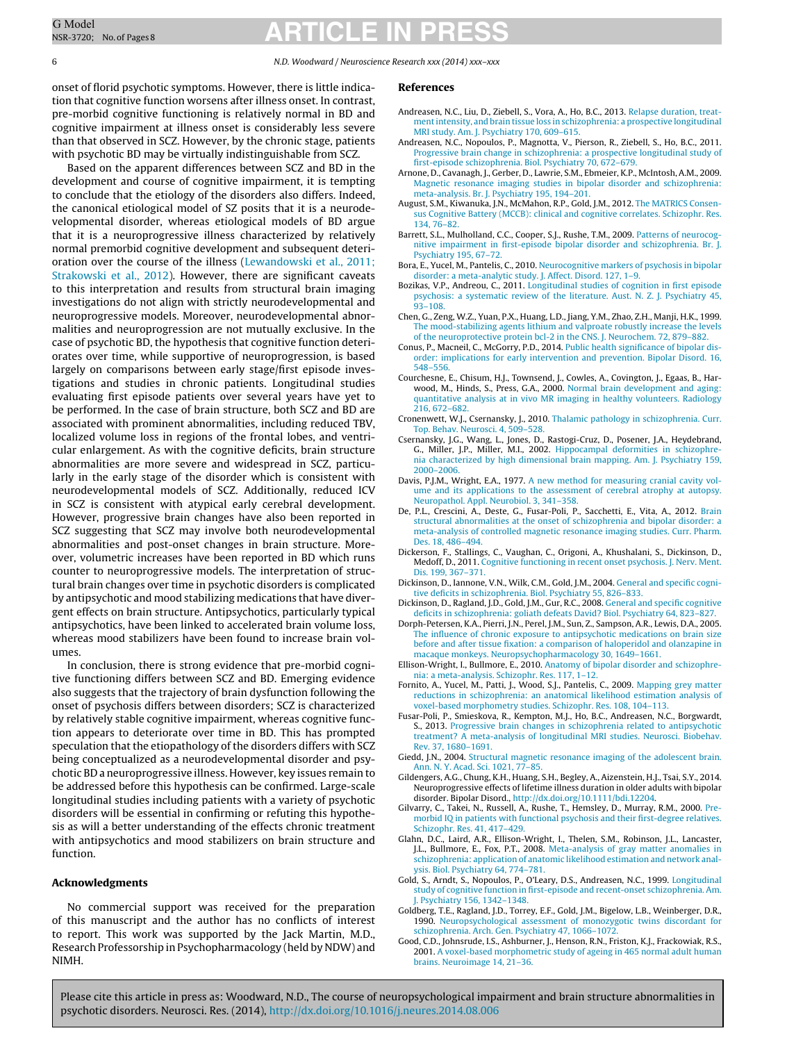onset of florid psychotic symptoms. However, there is little indication that cognitive function worsens after illness onset. In contrast, pre-morbid cognitive functioning is relatively normal in BD and cognitive impairment at illness onset is considerably less severe than that observed in SCZ. However, by the chronic stage, patients with psychotic BD may be virtually indistinguishable from SCZ.

Based on the apparent differences between SCZ and BD in the development and course of cognitive impairment, it is tempting to conclude that the etiology of the disorders also differs. Indeed, the canonical etiological model of SZ posits that it is a neurodevelopmental disorder, whereas etiological models of BD argue that it is a neuroprogressive illness characterized by relatively normal premorbid cognitive development and subsequent deterioration over the course of the illness (Lewandowski et al., 2011; Strakowski et al., 2012). However, there are significant caveats to this interpretation and results from structural brain imaging investigations do not align with strictly neurodevelopmental and neuroprogressive models. Moreover, neurodevelopmental abnormalities and neuroprogression are not mutually exclusive. In the case of psychotic BD, the hypothesis that cognitive function deteriorates over time, while supportive of neuroprogression, is based largely on comparisons between early stage/first episode investigations and studies in chronic patients. Longitudinal studies evaluating first episode patients over several years have yet to be performed. In the case of brain structure, both SCZ and BD are associated with prominent abnormalities, including reduced TBV, localized volume loss in regions of the frontal lobes, and ventricular enlargement. As with the cognitive deficits, brain structure abnormalities are more severe and widespread in SCZ, particularly in the early stage of the disorder which is consistent with neurodevelopmental models of SCZ. Additionally, reduced ICV in SCZ is consistent with atypical early cerebral development. However, progressive brain changes have also been reported in SCZ suggesting that SCZ may involve both neurodevelopmental abnormalities and post-onset changes in brain structure. Moreover, volumetric increases have been reported in BD which runs counter to neuroprogressive models. The interpretation of structural brain changes over time in psychotic disorders is complicated by antipsychotic and mood stabilizing medications that have divergent effects on brain structure. Antipsychotics, particularly typical antipsychotics, have been linked to accelerated brain volume loss, whereas mood stabilizers have been found to increase brain volumes.

In conclusion, there is strong evidence that pre-morbid cognitive functioning differs between SCZ and BD. Emerging evidence also suggests that the trajectory of brain dysfunction following the onset of psychosis differs between disorders; SCZ is characterized by relatively stable cognitive impairment, whereas cognitive function appears to deteriorate over time in BD. This has prompted speculation that the etiopathology of the disorders differs with SCZ being conceptualized as a neurodevelopmental disorder and psychotic BD a neuroprogressive illness. However, key issues remain to be addressed before this hypothesis can be confirmed. Large-scale longitudinal studies including patients with a variety of psychotic disorders will be essential in confirming or refuting this hypothesis as will a better understanding of the effects chronic treatment with antipsychotics and mood stabilizers on brain structure and function.

## Acknowledgments

No commercial support was received for the preparation of this manuscript and the author has no conflicts of interest to report. This work was supported by the Jack Martin, M.D., Research Professorship in Psychopharmacology (held by NDW) and NIMH.

## References

Andreasen, N.C., Liu, D., Ziebell, S., Vora, A., Ho, B.C., 2013. Relapse duration, treatment intensity, and brain tissue loss in schizophrenia: a prospective longitudinal MRI study. Am. J. Psychiatry 170, 609–615.

Andreasen, N.C., Nopoulos, P., Magnotta, V., Pierson, R., Ziebell, S., Ho, B.C., 2011. Progressive brain change in schizophrenia: a prospective longitudinal study of first-episode schizophrenia. Biol. Psychiatry 70, 672–679.

Arnone, D., Cavanagh, J., Gerber, D., Lawrie, S.M., Ebmeier, K.P., McIntosh, A.M., 2009. Magnetic resonance imaging studies in bipolar disorder and schizophrenia: meta-analysis. Br. J. Psychiatry 195, 194–201.

August, S.M., Kiwanuka, J.N., McMahon, R.P., Gold, J.M., 2012. The MATRICS Consensus Cognitive Battery (MCCB): clinical and cognitive correlates. Schizophr. Res. 134, 76–82.

Barrett, S.L., Mulholland, C.C., Cooper, S.J., Rushe, T.M., 2009. Patterns of neurocognitive impairment in first-episode bipolar disorder and schizophrenia. Br. J. Psychiatry 195, 67–72.

Bora, E., Yucel, M., Pantelis, C., 2010. Neurocognitive markers of psychosis in bipolar disorder: a meta-analytic study. J. Affect. Disord. 127, 1–9.

Bozikas, V.P., Andreou, C., 2011. Longitudinal studies of cognition in first episode psychosis: a systematic review of the literature. Aust. N. Z. J. Psychiatry 45, 93–108.

Chen, G., Zeng, W.Z., Yuan, P.X., Huang, L.D., Jiang, Y.M., Zhao, Z.H., Manji, H.K., 1999. The mood-stabilizing agents lithium and valproate robustly increase the levels of the neuroprotective protein bcl-2 in the CNS. J. Neurochem. 72, 879–882.

Conus, P., Macneil, C., McGorry, P.D., 2014. Public health significance of bipolar disorder: implications for early intervention and prevention. Bipolar Disord. 16, 548–556.

Courchesne, E., Chisum, H.J., Townsend, J., Cowles, A., Covington, J., Egaas, B., Harwood, M., Hinds, S., Press, G.A., 2000. Normal brain development and aging: quantitative analysis at in vivo MR imaging in healthy volunteers. Radiology 216, 672–682.

Cronenwett, W.J., Csernansky, J., 2010. Thalamic pathology in schizophrenia. Curr. Top. Behav. Neurosci. 4, 509–528.

Csernansky, J.G., Wang, L., Jones, D., Rastogi-Cruz, D., Posener, J.A., Heydebrand, G., Miller, J.P., Miller, M.I., 2002. Hippocampal deformities in schizophrenia characterized by high dimensional brain mapping. Am. J. Psychiatry 159, 2000–2006.

Davis, P.J.M., Wright, E.A., 1977. A new method for measuring cranial cavity volume and its applications to the assessment of cerebral atrophy at autopsy. Neuropathol. Appl. Neurobiol. 3, 341–358.

De, P.L., Crescini, A., Deste, G., Fusar-Poli, P., Sacchetti, E., Vita, A., 2012. Brain structural abnormalities at the onset of schizophrenia and bipolar disorder: a meta-analysis of controlled magnetic resonance imaging studies. Curr. Pharm. Des. 18, 486–494.

Dickerson, F., Stallings, C., Vaughan, C., Origoni, A., Khushalani, S., Dickinson, D., Medoff, D., 2011. Cognitive functioning in recent onset psychosis. J. Nerv. Ment. Dis. 199, 367–371.

Dickinson, D., Iannone, V.N., Wilk, C.M., Gold, J.M., 2004. General and specific cognitive deficits in schizophrenia. Biol. Psychiatry 55, 826–833.

Dickinson, D., Ragland, J.D., Gold, J.M., Gur, R.C., 2008. General and specific cognitive deficits in schizophrenia: goliath defeats David? Biol. Psychiatry 64, 823–827.

Dorph-Petersen, K.A., Pierri, J.N., Perel, J.M., Sun, Z., Sampson, A.R., Lewis, D.A., 2005. The influence of chronic exposure to antipsychotic medications on brain size before and after tissue fixation: a comparison of haloperidol and olanzapine in macaque monkeys. Neuropsychopharmacology 30, 1649–1661.

Ellison-Wright, I., Bullmore, E., 2010. Anatomy of bipolar disorder and schizophrenia: a meta-analysis. Schizophr. Res. 117, 1–12.

Fornito, A., Yucel, M., Patti, J., Wood, S.J., Pantelis, C., 2009. Mapping grey matter reductions in schizophrenia: an anatomical likelihood estimation analysis of voxel-based morphometry studies. Schizophr. Res. 108, 104–113.

Fusar-Poli, P., Smieskova, R., Kempton, M.J., Ho, B.C., Andreasen, N.C., Borgwardt, S., 2013. Progressive brain changes in schizophrenia related to antipsychotic treatment? A meta-analysis of longitudinal MRI studies. Neurosci. Biobehav. Rev. 37, 1680–1691.

Giedd, J.N., 2004. Structural magnetic resonance imaging of the adolescent brain. Ann. N. Y. Acad. Sci. 1021, 77–85.

Gildengers, A.G., Chung, K.H., Huang, S.H., Begley, A., Aizenstein, H.J., Tsai, S.Y., 2014. Neuroprogressive effects of lifetime illness duration in older adults with bipolar disorder. Bipolar Disord., http://dx.doi.org/10.1111/bdi.12204.

Gilvarry, C., Takei, N., Russell, A., Rushe, T., Hemsley, D., Murray, R.M., 2000. Premorbid IQ in patients with functional psychosis and their first-degree relatives. Schizophr. Res. 41, 417–429.

Glahn, D.C., Laird, A.R., Ellison-Wright, I., Thelen, S.M., Robinson, J.L., Lancaster, J.L., Bullmore, E., Fox, P.T., 2008. Meta-analysis of gray matter anomalies in schizophrenia: application of anatomic likelihood estimation and network analysis. Biol. Psychiatry 64, 774–781.

Gold, S., Arndt, S., Nopoulos, P., O'Leary, D.S., Andreasen, N.C., 1999. Longitudinal study of cognitive function in first-episode and recent-onset schizophrenia. Am. J. Psychiatry 156, 1342–1348.

Goldberg, T.E., Ragland, J.D., Torrey, E.F., Gold, J.M., Bigelow, L.B., Weinberger, D.R., 1990. Neuropsychological assessment of monozygotic twins discordant for schizophrenia. Arch. Gen. Psychiatry 47, 1066–1072.

Good, C.D., Johnsrude, I.S., Ashburner, J., Henson, R.N., Friston, K.J., Frackowiak, R.S., 2001. A voxel-based morphometric study of ageing in 465 normal adult human brains. Neuroimage 14, 21–36.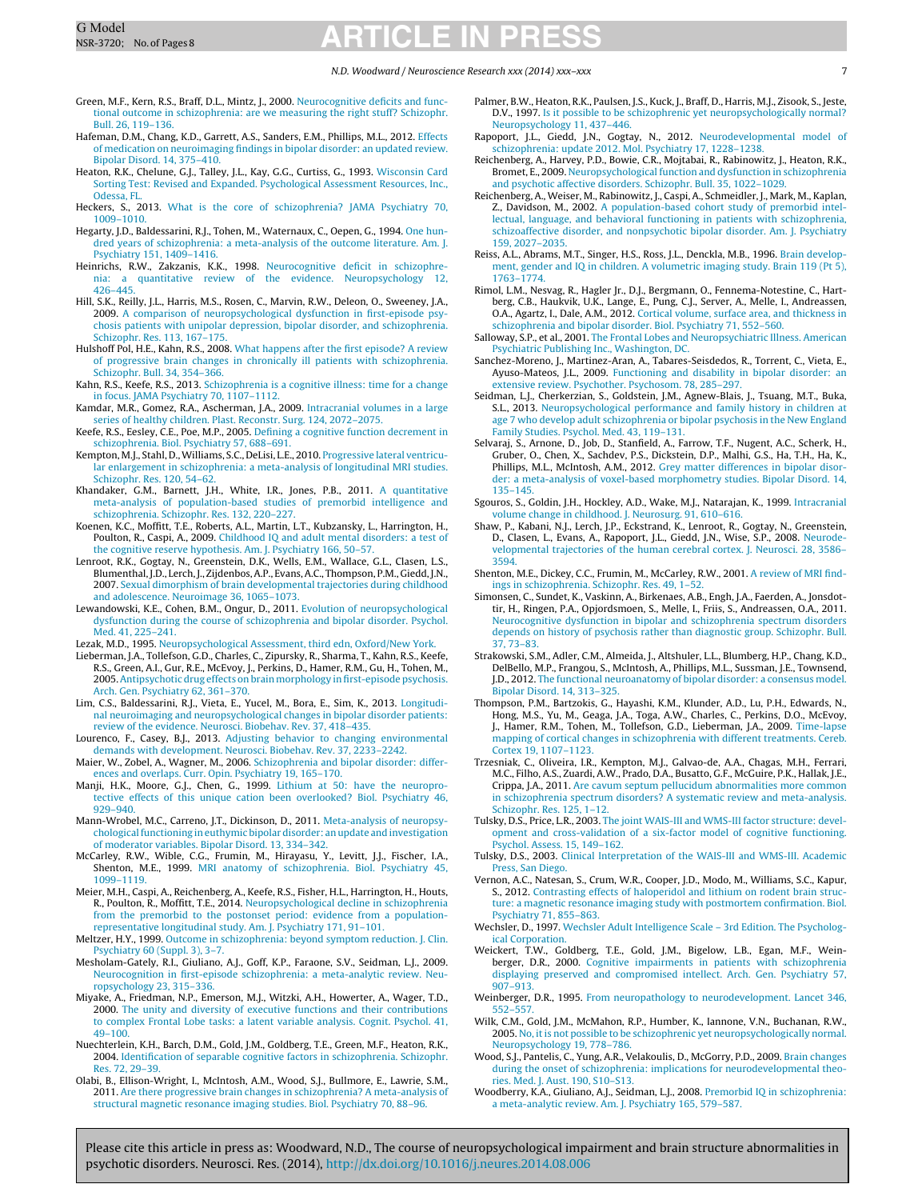Green, M.F., Kern, R.S., Braff, D.L., Mintz, J., 2000. Neurocognitive deficits and functional outcome in schizophrenia: are we measuring the right stuff? Schizophr. Bull. 26, 119–136.

Hafeman, D.M., Chang, K.D., Garrett, A.S., Sanders, E.M., Phillips, M.L., 2012. Effects of medication on neuroimaging findings in bipolar disorder: an updated review. Bipolar Disord. 14, 375–410.

Heaton, R.K., Chelune, G.J., Talley, J.L., Kay, G.G., Curtiss, G., 1993. Wisconsin Card Sorting Test: Revised and Expanded. Psychological Assessment Resources, Inc., Odessa, FL.

Heckers, S., 2013. What is the core of schizophrenia? JAMA Psychiatry 70, 1009–1010.

Hegarty, J.D., Baldessarini, R.J., Tohen, M., Waternaux, C., Oepen, G., 1994. One hundred years of schizophrenia: a meta-analysis of the outcome literature. Am. J. Psychiatry 151, 1409–1416.

Heinrichs, R.W., Zakzanis, K.K., 1998. Neurocognitive deficit in schizophrenia: a quantitative review of the evidence. Neuropsychology 12, 426–445.

Hill, S.K., Reilly, J.L., Harris, M.S., Rosen, C., Marvin, R.W., Deleon, O., Sweeney, J.A., 2009. A comparison of neuropsychological dysfunction in first-episode psychosis patients with unipolar depression, bipolar disorder, and schizophrenia. Schizophr. Res. 113, 167–175.

Hulshoff Pol, H.E., Kahn, R.S., 2008. What happens after the first episode? A review of progressive brain changes in chronically ill patients with schizophrenia. Schizophr. Bull. 34, 354–366.

Kahn, R.S., Keefe, R.S., 2013. Schizophrenia is a cognitive illness: time for a change in focus. JAMA Psychiatry 70, 1107–1112.

Kamdar, M.R., Gomez, R.A., Ascherman, J.A., 2009. Intracranial volumes in a large series of healthy children. Plast. Reconstr. Surg. 124, 2072–2075.

Keefe, R.S., Eesley, C.E., Poe, M.P., 2005. Defining a cognitive function decrement in schizophrenia. Biol. Psychiatry 57, 688–691.

Kempton, M.J., Stahl, D., Williams, S.C., DeLisi, L.E., 2010. Progressive lateral ventricular enlargement in schizophrenia: a meta-analysis of longitudinal MRI studies. Schizophr. Res. 120, 54–62.

Khandaker, G.M., Barnett, J.H., White, I.R., Jones, P.B., 2011. A quantitative meta-analysis of population-based studies of premorbid intelligence and schizophrenia. Schizophr. Res. 132, 220–227.

Koenen, K.C., Moffitt, T.E., Roberts, A.L., Martin, L.T., Kubzansky, L., Harrington, H., Poulton, R., Caspi, A., 2009. Childhood IQ and adult mental disorders: a test of the cognitive reserve hypothesis. Am. J. Psychiatry 166, 50–57.

Lenroot, R.K., Gogtay, N., Greenstein, D.K., Wells, E.M., Wallace, G.L., Clasen, L.S., Blumenthal, J.D., Lerch, J., Zijdenbos, A.P., Evans, A.C., Thompson, P.M., Giedd, J.N., 2007. Sexual dimorphism of brain developmental trajectories during childhood and adolescence. Neuroimage 36, 1065–1073.

Lewandowski, K.E., Cohen, B.M., Ongur, D., 2011. Evolution of neuropsychological dysfunction during the course of schizophrenia and bipolar disorder. Psychol. Med. 41, 225–241.

Lezak, M.D., 1995. Neuropsychological Assessment, third edn, Oxford/New York.

Lieberman, J.A., Tollefson, G.D., Charles, C., Zipursky, R., Sharma, T., Kahn, R.S., Keefe, R.S., Green, A.I., Gur, R.E., McEvoy, J., Perkins, D., Hamer, R.M., Gu, H., Tohen, M., 2005. Antipsychotic drug effects on brain morphology in first-episode psychosis. Arch. Gen. Psychiatry 62, 361–370.

Lim, C.S., Baldessarini, R.J., Vieta, E., Yucel, M., Bora, E., Sim, K., 2013. Longitudinal neuroimaging and neuropsychological changes in bipolar disorder patients: review of the evidence. Neurosci. Biobehav. Rev. 37, 418–435.

Lourenco, F., Casey, B.J., 2013. Adjusting behavior to changing environmental demands with development. Neurosci. Biobehav. Rev. 37, 2233–2242.

Maier, W., Zobel, A., Wagner, M., 2006. Schizophrenia and bipolar disorder: differences and overlaps. Curr. Opin. Psychiatry 19, 165–170.

Manji, H.K., Moore, G.J., Chen, G., 1999. Lithium at 50: have the neuroprotective effects of this unique cation been overlooked? Biol. Psychiatry 46, 929–940.

Mann-Wrobel, M.C., Carreno, J.T., Dickinson, D., 2011. Meta-analysis of neuropsychological functioning in euthymic bipolar disorder: an update and investigation of moderator variables. Bipolar Disord. 13, 334–342.

McCarley, R.W., Wible, C.G., Frumin, M., Hirayasu, Y., Levitt, J.J., Fischer, I.A., Shenton, M.E., 1999. MRI anatomy of schizophrenia. Biol. Psychiatry 45, 1099–1119.

Meier, M.H., Caspi, A., Reichenberg, A., Keefe, R.S., Fisher, H.L., Harrington, H., Houts, R., Poulton, R., Moffitt, T.E., 2014. Neuropsychological decline in schizophrenia from the premorbid to the postonset period: evidence from a population-representative longitudinal study. Am. J. Psychiatry 171, 91–101.

Meltzer, H.Y., 1999. Outcome in schizophrenia: beyond symptom reduction. J. Clin. Psychiatry 60 (Suppl. 3), 3–7.

Mesholam-Gately, R.I., Giuliano, A.J., Goff, K.P., Faraone, S.V., Seidman, L.J., 2009. Neurocognition in first-episode schizophrenia: a meta-analytic review. Neuropsychology 23, 315–336.

Miyake, A., Friedman, N.P., Emerson, M.J., Witzki, A.H., Howerter, A., Wager, T.D., 2000. The unity and diversity of executive functions and their contributions to complex Frontal Lobe tasks: a latent variable analysis. Cognit. Psychol. 41, 49–100.

Nuechterlein, K.H., Barch, D.M., Gold, J.M., Goldberg, T.E., Green, M.F., Heaton, R.K., 2004. Identification of separable cognitive factors in schizophrenia. Schizophr. Res. 72, 29–39.

Olabi, B., Ellison-Wright, I., McIntosh, A.M., Wood, S.J., Bullmore, E., Lawrie, S.M., 2011. Are there progressive brain changes in schizophrenia? A meta-analysis of structural magnetic resonance imaging studies. Biol. Psychiatry 70, 88–96.

Palmer, B.W., Heaton, R.K., Paulsen, J.S., Kuck, J., Braff, D., Harris, M.J., Zisook, S., Jeste, D.V., 1997. Is it possible to be schizophrenic yet neuropsychologically normal? Neuropsychology 11, 437–446.

Rapoport, J.L., Giedd, J.N., Gogtay, N., 2012. Neurodevelopmental model of schizophrenia: update 2012. Mol. Psychiatry 17, 1228–1238.

Reichenberg, A., Harvey, P.D., Bowie, C.R., Mojtabai, R., Rabinowitz, J., Heaton, R.K., Bromet, E., 2009. Neuropsychological function and dysfunction in schizophrenia and psychotic affective disorders. Schizophr. Bull. 35, 1022–1029.

Reichenberg, A., Weiser, M., Rabinowitz, J., Caspi, A., Schmeidler, J., Mark, M., Kaplan, Z., Davidson, M., 2002. A population-based cohort study of premorbid intellectual, language, and behavioral functioning in patients with schizophrenia, schizoaffective disorder, and nonpsychotic bipolar disorder. Am. J. Psychiatry 159, 2027–2035.

Reiss, A.L., Abrams, M.T., Singer, H.S., Ross, J.L., Denckla, M.B., 1996. Brain development, gender and IQ in children. A volumetric imaging study. Brain 119 (Pt 5), 1763–1774.

Rimol, L.M., Nesvag, R., Hagler Jr., D.J., Bergmann, O., Fennema-Notestine, C., Hartberg, C.B., Haukvik, U.K., Lange, E., Pung, C.J., Server, A., Melle, I., Andreassen, O.A., Agartz, I., Dale, A.M., 2012. Cortical volume, surface area, and thickness in schizophrenia and bipolar disorder. Biol. Psychiatry 71, 552–560.

Salloway, S.P., et al., 2001. The Frontal Lobes and Neuropsychiatric Illness. American Psychiatric Publishing Inc., Washington, DC.

Sanchez-Moreno, J., Martinez-Aran, A., Tabares-Seisdedos, R., Torrent, C., Vieta, E., Ayuso-Mateos, J.L., 2009. Functioning and disability in bipolar disorder: an extensive review. Psychother. Psychosom. 78, 285–297.

Seidman, L.J., Cherkerzian, S., Goldstein, J.M., Agnew-Blais, J., Tsuang, M.T., Buka, S.L., 2013. Neuropsychological performance and family history in children at age 7 who develop adult schizophrenia or bipolar psychosis in the New England Family Studies. Psychol. Med. 43, 119–131.

Selvaraj, S., Arnone, D., Job, D., Stanfield, A., Farrow, T.F., Nugent, A.C., Scherk, H., Gruber, O., Chen, X., Sachdev, P.S., Dickstein, D.P., Malhi, G.S., Ha, T.H., Ha, K., Phillips, M.L., McIntosh, A.M., 2012. Grey matter differences in bipolar disorder: a meta-analysis of voxel-based morphometry studies. Bipolar Disord. 14, 135–145.

Sgouros, S., Goldin, J.H., Hockley, A.D., Wake, M.J., Natarajan, K., 1999. Intracranial volume change in childhood. J. Neurosurg. 91, 610–616.

Shaw, P., Kabani, N.J., Lerch, J.P., Eckstrand, K., Lenroot, R., Gogtay, N., Greenstein, D., Clasen, L., Evans, A., Rapoport, J.L., Giedd, J.N., Wise, S.P., 2008. Neurodevelopmental trajectories of the human cerebral cortex. J. Neurosci. 28, 3586–3594.

Shenton, M.E., Dickey, C.C., Frumin, M., McCarley, R.W., 2001. A review of MRI findings in schizophrenia. Schizophr. Res. 49, 1–52.

Simonsen, C., Sundet, K., Vaskinn, A., Birkenaes, A.B., Engh, J.A., Faerden, A., Jonsdottir, H., Ringen, P.A., Opjordsmoen, S., Melle, I., Friis, S., Andreassen, O.A., 2011. Neurocognitive dysfunction in bipolar and schizophrenia spectrum disorders depends on history of psychosis rather than diagnostic group. Schizophr. Bull. 37, 73–83.

Strakowski, S.M., Adler, C.M., Almeida, J., Altshuler, L.L., Blumberg, H.P., Chang, K.D., DelBello, M.P., Frangou, S., McIntosh, A., Phillips, M.L., Sussman, J.E., Townsend, J.D., 2012. The functional neuroanatomy of bipolar disorder: a consensus model. Bipolar Disord. 14, 313–325.

Thompson, P.M., Bartzokis, G., Hayashi, K.M., Klunder, A.D., Lu, P.H., Edwards, N., Hong, M.S., Yu, M., Geaga, J.A., Toga, A.W., Charles, C., Perkins, D.O., McEvoy, J., Hamer, R.M., Tohen, M., Tollefson, G.D., Lieberman, J.A., 2009. Time-lapse mapping of cortical changes in schizophrenia with different treatments. Cereb. Cortex 19, 1107–1123.

Trzesniak, C., Oliveira, I.R., Kempton, M.J., Galvao-de, A.A., Chagas, M.H., Ferrari, M.C., Filho, A.S., Zuardi, A.W., Prado, D.A., Busatto, G.F., McGuire, P.K., Hallak, J.E., Crippa, J.A., 2011. Are cavum septum pellucidum abnormalities more common in schizophrenia spectrum disorders? A systematic review and meta-analysis. Schizophr. Res. 125, 1–12.

Tulsky, D.S., Price, L.R., 2003. The joint WAIS-III and WMS-III factor structure: development and cross-validation of a six-factor model of cognitive functioning. Psychol. Assess. 15, 149–162.

Tulsky, D.S., 2003. Clinical Interpretation of the WAIS-III and WMS-III. Academic Press, San Diego.

Vernon, A.C., Natesan, S., Crum, W.R., Cooper, J.D., Modo, M., Williams, S.C., Kapur, S., 2012. Contrasting effects of haloperidol and lithium on rodent brain structure: a magnetic resonance imaging study with postmortem confirmation. Biol. Psychiatry 71, 855–863.

Wechsler, D., 1997. Wechsler Adult Intelligence Scale – 3rd Edition. The Psychological Corporation.

Weickert, T.W., Goldberg, T.E., Gold, J.M., Bigelow, L.B., Egan, M.F., Weinberger, D.R., 2000. Cognitive impairments in patients with schizophrenia displaying preserved and compromised intellect. Arch. Gen. Psychiatry 57, 907–913.

Weinberger, D.R., 1995. From neuropathology to neurodevelopment. Lancet 346, 552–557.

Wilk, C.M., Gold, J.M., McMahon, R.P., Humber, K., Iannone, V.N., Buchanan, R.W., 2005. No, it is not possible to be schizophrenic yet neuropsychologically normal. Neuropsychology 19, 778–786.

Wood, S.J., Pantelis, C., Yung, A.R., Velakoulis, D., McGorry, P.D., 2009. Brain changes during the onset of schizophrenia: implications for neurodevelopmental theories. Med. J. Aust. 190, S10–S13.

Woodberry, K.A., Giuliano, A.J., Seidman, L.J., 2008. Premorbid IQ in schizophrenia: a meta-analytic review. Am. J. Psychiatry 165, 579–587.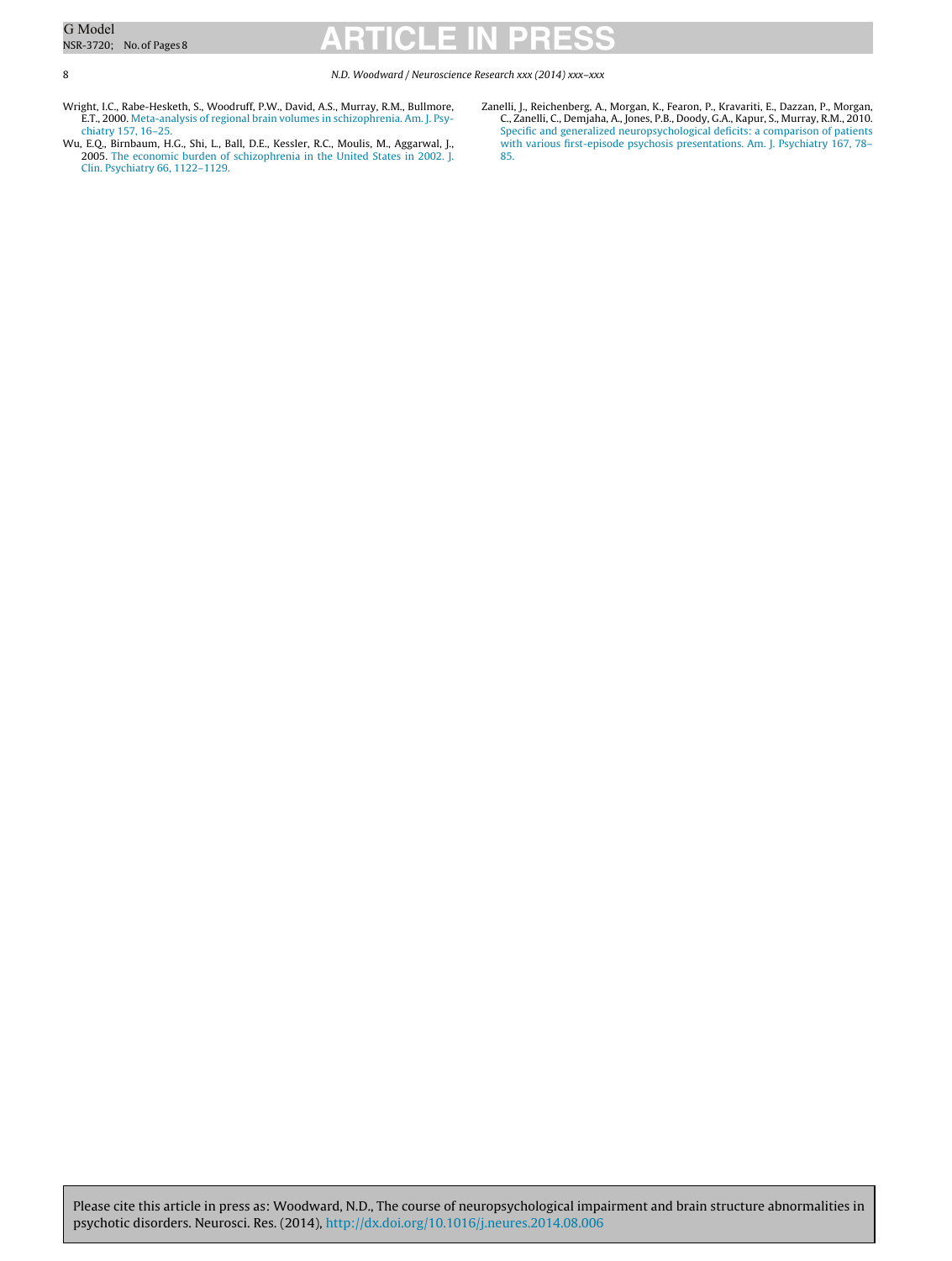Wright, I.C., Rabe-Hesketh, S., Woodruff, P.W., David, A.S., Murray, R.M., Bullmore, E.T., 2000. Meta-analysis of regional brain volumes in schizophrenia. Am. J. Psychiatry 157, 16–25.

Wu, E.Q., Birnbaum, H.G., Shi, L., Ball, D.E., Kessler, R.C., Moulis, M., Aggarwal, J., 2005. The economic burden of schizophrenia in the United States in 2002. J. Clin. Psychiatry 66, 1122–1129.

Zanelli, J., Reichenberg, A., Morgan, K., Fearon, P., Kravariti, E., Dazzan, P., Morgan, C., Zanelli, C., Demjaha, A., Jones, P.B., Doody, G.A., Kapur, S., Murray, R.M., 2010. Specific and generalized neuropsychological deficits: a comparison of patients with various first-episode psychosis presentations. Am. J. Psychiatry 167, 78–85.